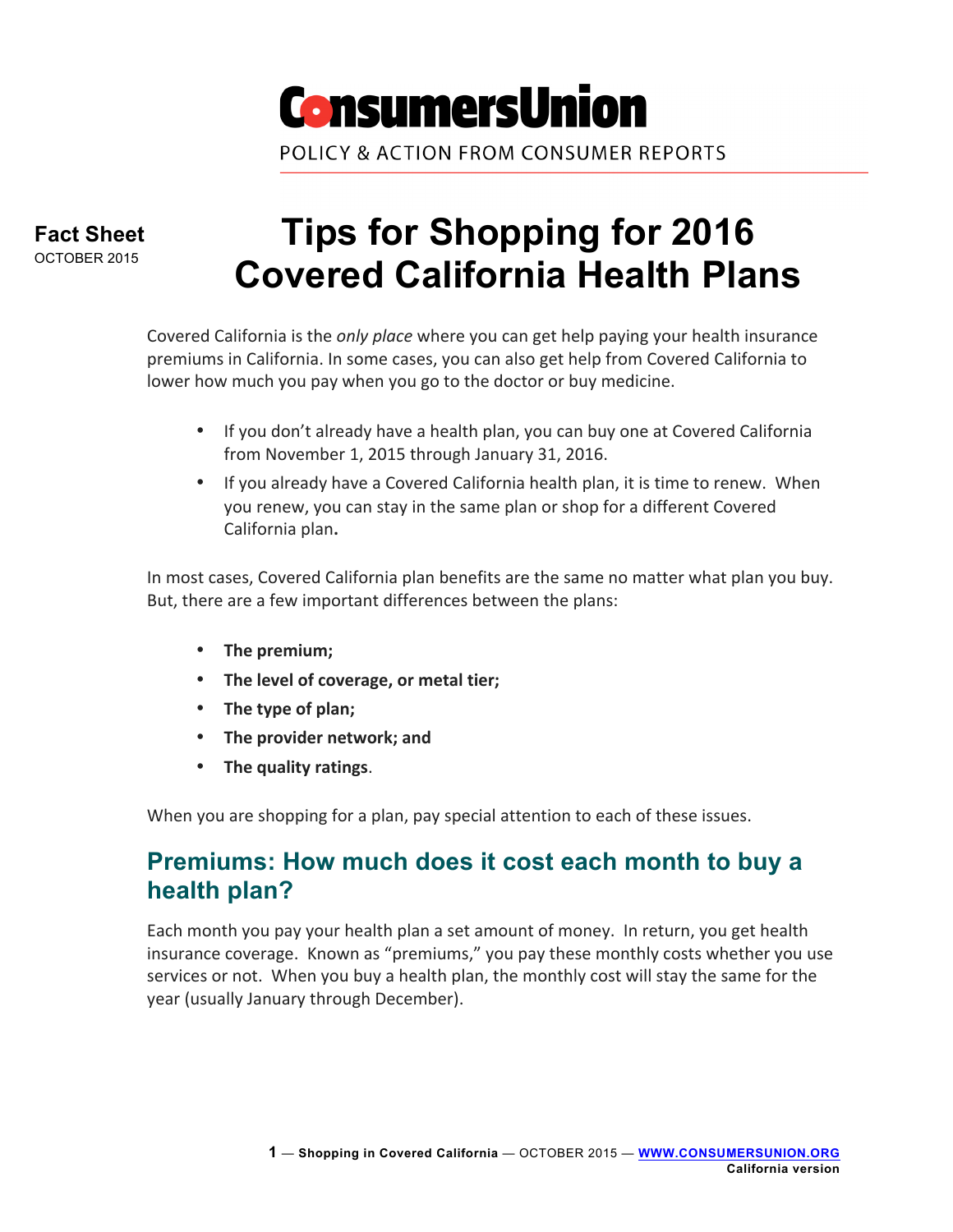# ConsumersUnion

POLICY & ACTION FROM CONSUMER REPORTS

**Fact Sheet**
OCTOBER 2015

# Tips for Shopping for 2016 Covered California Health Plans

Covered California is the *only place* where you can get help paying your health insurance premiums in California. In some cases, you can also get help from Covered California to lower how much you pay when you go to the doctor or buy medicine.

- If you don't already have a health plan, you can buy one at Covered California from November 1, 2015 through January 31, 2016.
- If you already have a Covered California health plan, it is time to renew. When you renew, you can stay in the same plan or shop for a different Covered California plan**.**

In most cases, Covered California plan benefits are the same no matter what plan you buy. But, there are a few important differences between the plans:

- **The premium;**
- **The level of coverage, or metal tier;**
- **The type of plan;**
- **The provider network; and**
- **The quality ratings**.

When you are shopping for a plan, pay special attention to each of these issues.

## Premiums: How much does it cost each month to buy a health plan?

Each month you pay your health plan a set amount of money. In return, you get health insurance coverage. Known as "premiums," you pay these monthly costs whether you use services or not. When you buy a health plan, the monthly cost will stay the same for the year (usually January through December).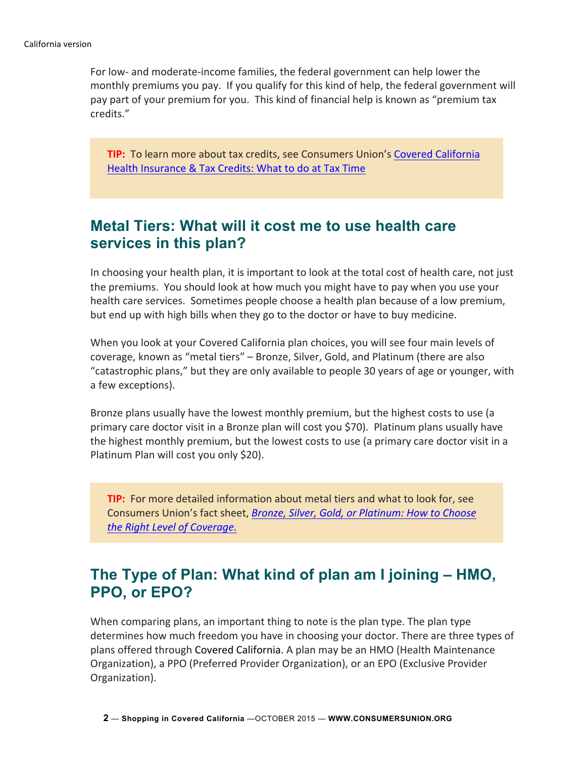For low- and moderate-income families, the federal government can help lower the monthly premiums you pay. If you qualify for this kind of help, the federal government will pay part of your premium for you. This kind of financial help is known as "premium tax credits."

> **TIP:** To learn more about tax credits, see Consumers Union's Covered California Health Insurance & Tax Credits: What to do at Tax Time

## Metal Tiers: What will it cost me to use health care services in this plan?

In choosing your health plan, it is important to look at the total cost of health care, not just the premiums. You should look at how much you might have to pay when you use your health care services. Sometimes people choose a health plan because of a low premium, but end up with high bills when they go to the doctor or have to buy medicine.

When you look at your Covered California plan choices, you will see four main levels of coverage, known as "metal tiers" – Bronze, Silver, Gold, and Platinum (there are also "catastrophic plans," but they are only available to people 30 years of age or younger, with a few exceptions).

Bronze plans usually have the lowest monthly premium, but the highest costs to use (a primary care doctor visit in a Bronze plan will cost you $70). Platinum plans usually have the highest monthly premium, but the lowest costs to use (a primary care doctor visit in a Platinum Plan will cost you only $20).

> **TIP:** For more detailed information about metal tiers and what to look for, see Consumers Union's fact sheet, *Bronze, Silver, Gold, or Platinum: How to Choose the Right Level of Coverage.*

## The Type of Plan: What kind of plan am I joining – HMO, PPO, or EPO?

When comparing plans, an important thing to note is the plan type. The plan type determines how much freedom you have in choosing your doctor. There are three types of plans offered through Covered California. A plan may be an HMO (Health Maintenance Organization), a PPO (Preferred Provider Organization), or an EPO (Exclusive Provider Organization).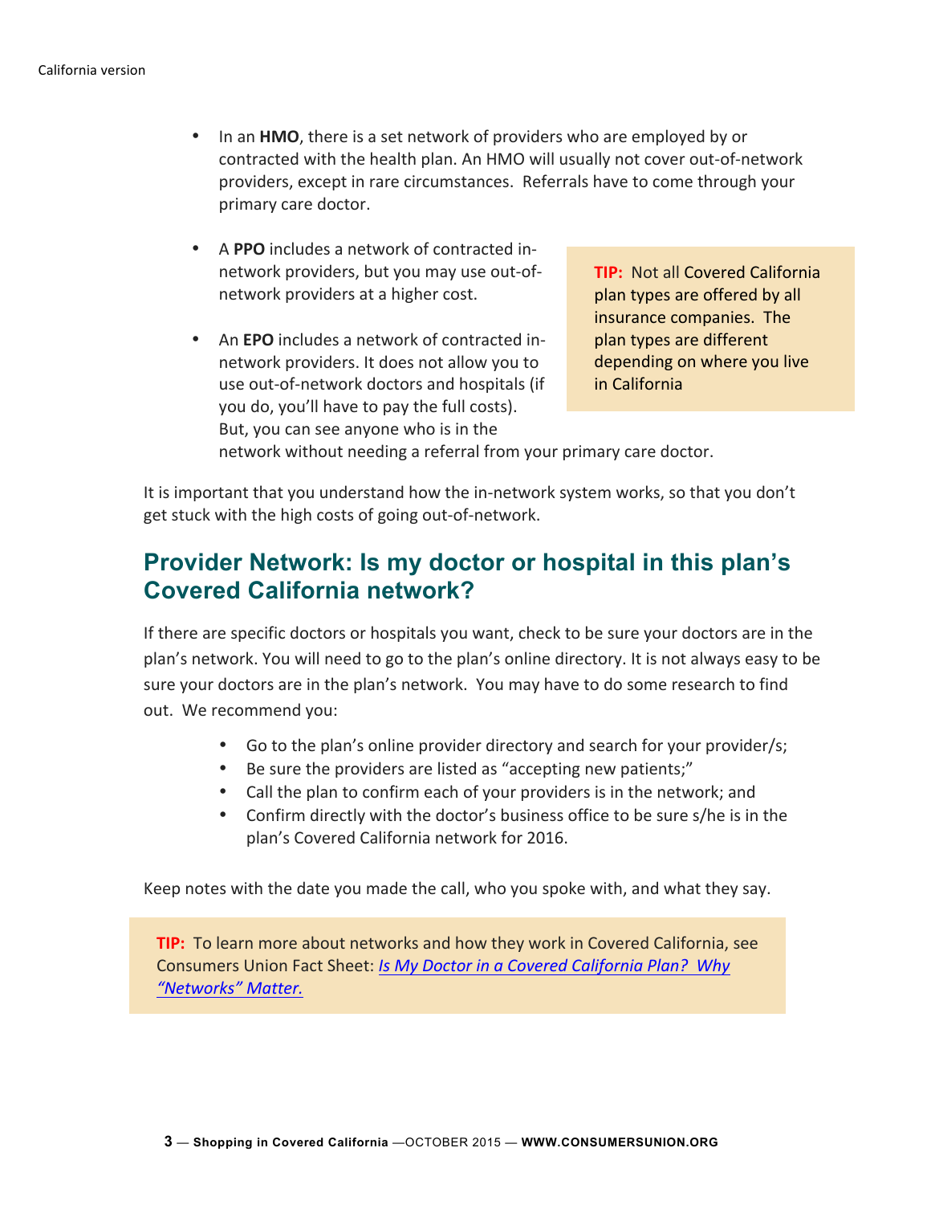- In an **HMO**, there is a set network of providers who are employed by or contracted with the health plan. An HMO will usually not cover out-of-network providers, except in rare circumstances. Referrals have to come through your primary care doctor.

- A **PPO** includes a network of contracted in-network providers, but you may use out-of-network providers at a higher cost.

- An **EPO** includes a network of contracted in-network providers. It does not allow you to use out-of-network doctors and hospitals (if you do, you'll have to pay the full costs). But, you can see anyone who is in the network without needing a referral from your primary care doctor.

> **TIP:** Not all Covered California plan types are offered by all insurance companies. The plan types are different depending on where you live in California

It is important that you understand how the in-network system works, so that you don't get stuck with the high costs of going out-of-network.

## Provider Network: Is my doctor or hospital in this plan's Covered California network?

If there are specific doctors or hospitals you want, check to be sure your doctors are in the plan's network. You will need to go to the plan's online directory. It is not always easy to be sure your doctors are in the plan's network. You may have to do some research to find out. We recommend you:

- Go to the plan's online provider directory and search for your provider/s;
- Be sure the providers are listed as "accepting new patients;"
- Call the plan to confirm each of your providers is in the network; and
- Confirm directly with the doctor's business office to be sure s/he is in the plan's Covered California network for 2016.

Keep notes with the date you made the call, who you spoke with, and what they say.

> **TIP:** To learn more about networks and how they work in Covered California, see Consumers Union Fact Sheet: *Is My Doctor in a Covered California Plan? Why "Networks" Matter.*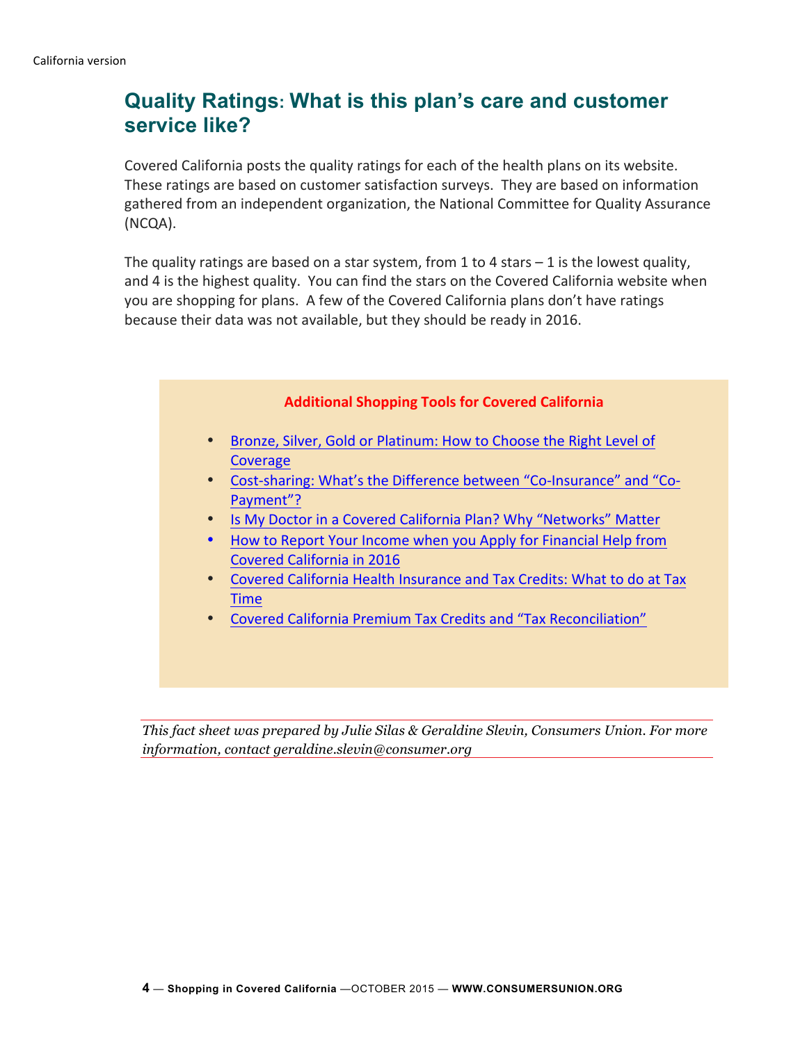## Quality Ratings: What is this plan's care and customer service like?

Covered California posts the quality ratings for each of the health plans on its website. These ratings are based on customer satisfaction surveys. They are based on information gathered from an independent organization, the National Committee for Quality Assurance (NCQA).

The quality ratings are based on a star system, from 1 to 4 stars – 1 is the lowest quality, and 4 is the highest quality. You can find the stars on the Covered California website when you are shopping for plans. A few of the Covered California plans don't have ratings because their data was not available, but they should be ready in 2016.

**Additional Shopping Tools for Covered California**

- Bronze, Silver, Gold or Platinum: How to Choose the Right Level of Coverage
- Cost-sharing: What's the Difference between "Co-Insurance" and "Co-Payment"?
- Is My Doctor in a Covered California Plan? Why "Networks" Matter
- How to Report Your Income when you Apply for Financial Help from Covered California in 2016
- Covered California Health Insurance and Tax Credits: What to do at Tax Time
- Covered California Premium Tax Credits and "Tax Reconciliation"

*This fact sheet was prepared by Julie Silas & Geraldine Slevin, Consumers Union. For more information, contact geraldine.slevin@consumer.org*